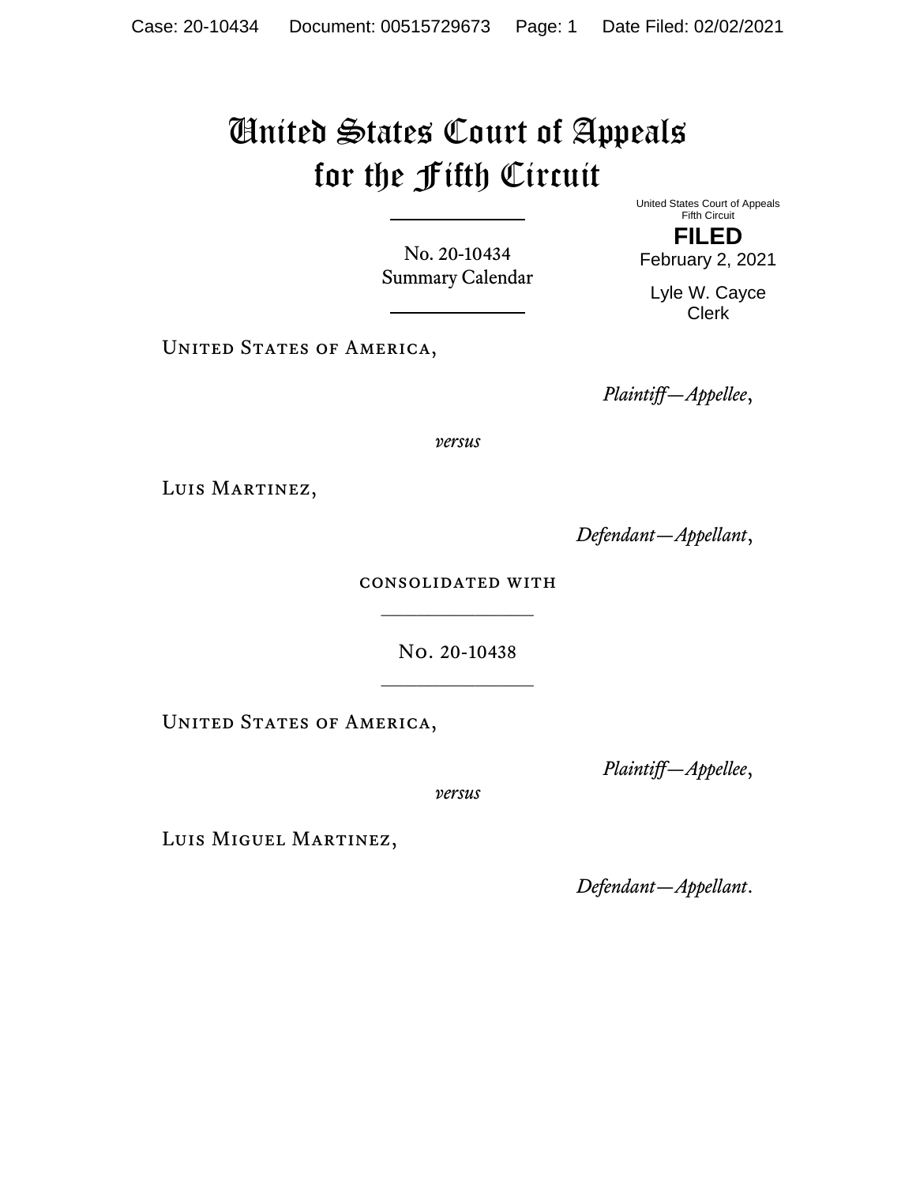# United States Court of Appeals for the Fifth Circuit

United States Court of Appeals
Fifth Circuit

**FILED**

February 2, 2021

Lyle W. Cayce
Clerk

No. 20-10434
Summary Calendar

United States of America,

*Plaintiff—Appellee*,

*versus*

Luis Martinez,

*Defendant—Appellant*,

consolidated with

No. 20-10438

United States of America,

*Plaintiff—Appellee*,

*versus*

Luis Miguel Martinez,

*Defendant—Appellant*.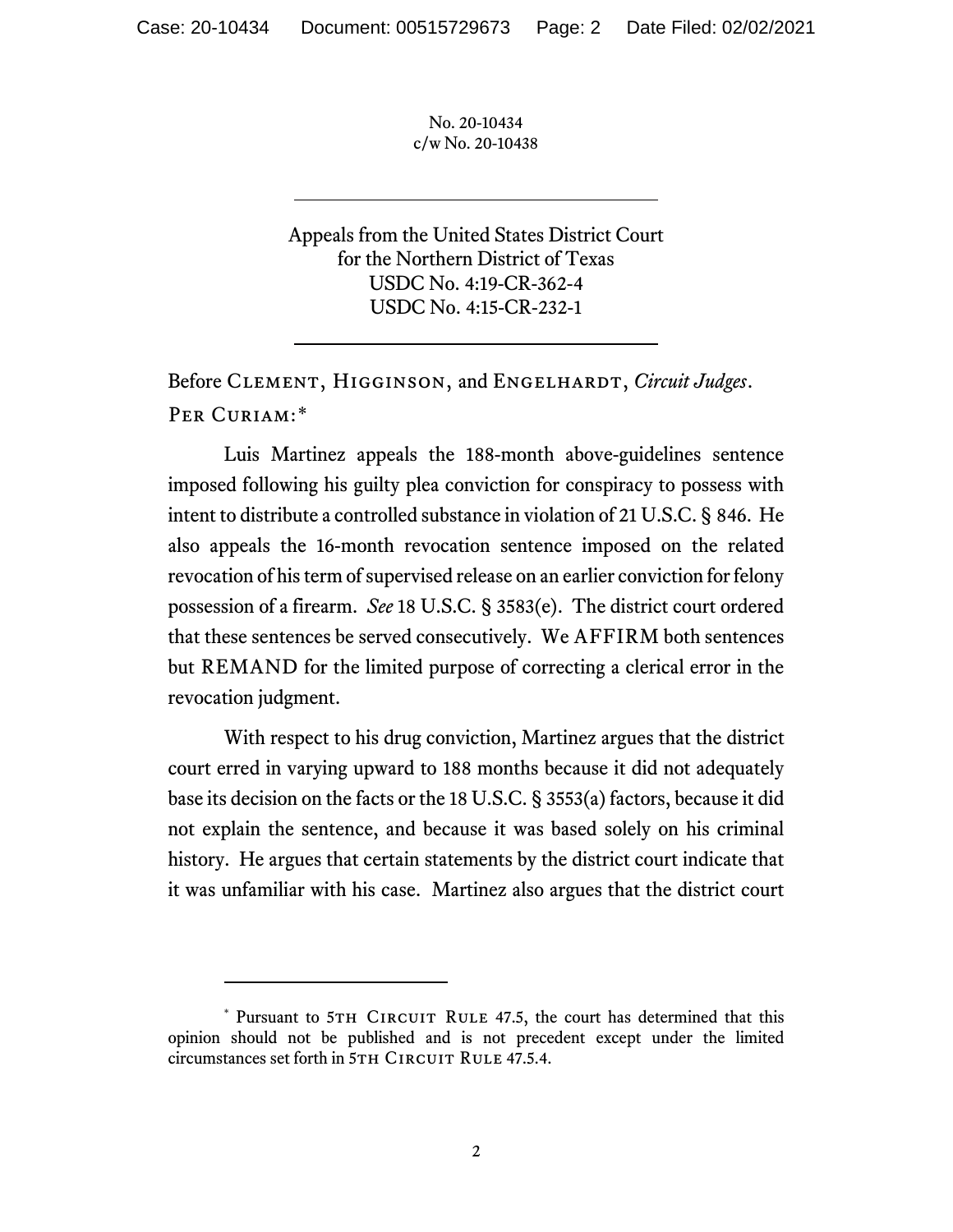No. 20-10434
c/w No. 20-10438

Appeals from the United States District Court
for the Northern District of Texas
USDC No. 4:19-CR-362-4
USDC No. 4:15-CR-232-1

Before Clement, Higginson, and Engelhardt, *Circuit Judges*.

Per Curiam:*

Luis Martinez appeals the 188-month above-guidelines sentence imposed following his guilty plea conviction for conspiracy to possess with intent to distribute a controlled substance in violation of 21 U.S.C. § 846. He also appeals the 16-month revocation sentence imposed on the related revocation of his term of supervised release on an earlier conviction for felony possession of a firearm. *See* 18 U.S.C. § 3583(e). The district court ordered that these sentences be served consecutively. We AFFIRM both sentences but REMAND for the limited purpose of correcting a clerical error in the revocation judgment.

With respect to his drug conviction, Martinez argues that the district court erred in varying upward to 188 months because it did not adequately base its decision on the facts or the 18 U.S.C. § 3553(a) factors, because it did not explain the sentence, and because it was based solely on his criminal history. He argues that certain statements by the district court indicate that it was unfamiliar with his case. Martinez also argues that the district court

* Pursuant to 5th Circuit Rule 47.5, the court has determined that this opinion should not be published and is not precedent except under the limited circumstances set forth in 5th Circuit Rule 47.5.4.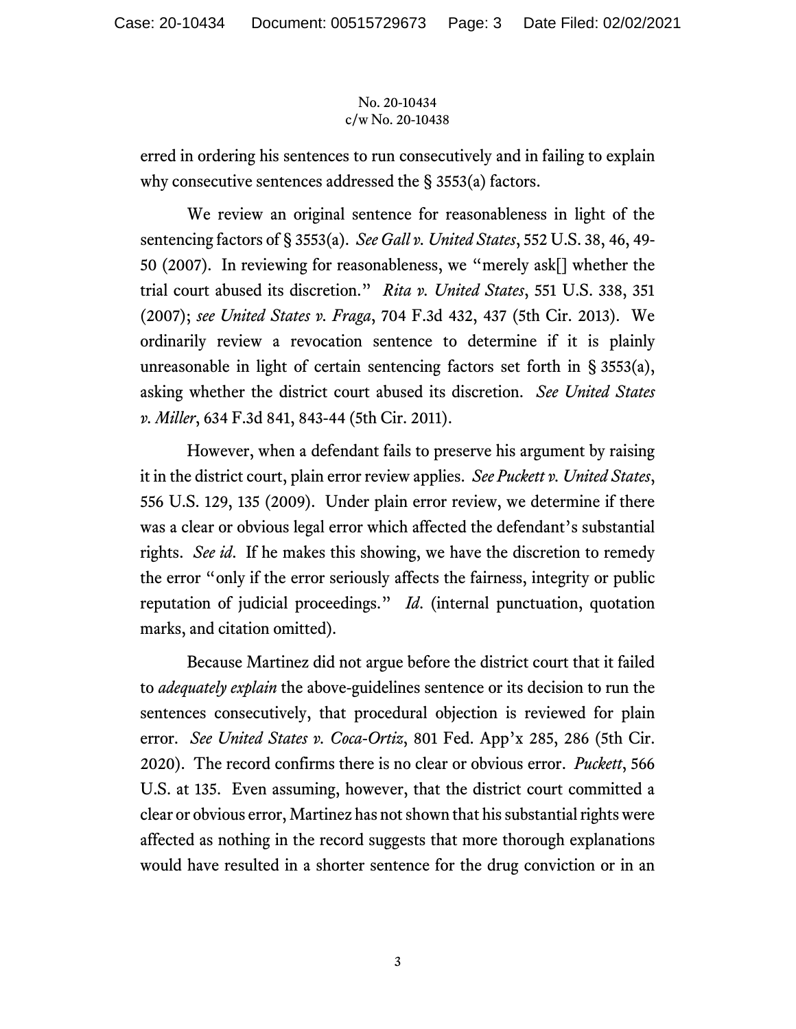erred in ordering his sentences to run consecutively and in failing to explain why consecutive sentences addressed the § 3553(a) factors.

We review an original sentence for reasonableness in light of the sentencing factors of § 3553(a). *See Gall v. United States*, 552 U.S. 38, 46, 49-50 (2007). In reviewing for reasonableness, we "merely ask[] whether the trial court abused its discretion." *Rita v. United States*, 551 U.S. 338, 351 (2007); *see United States v. Fraga*, 704 F.3d 432, 437 (5th Cir. 2013). We ordinarily review a revocation sentence to determine if it is plainly unreasonable in light of certain sentencing factors set forth in § 3553(a), asking whether the district court abused its discretion. *See United States v. Miller*, 634 F.3d 841, 843-44 (5th Cir. 2011).

However, when a defendant fails to preserve his argument by raising it in the district court, plain error review applies. *See Puckett v. United States*, 556 U.S. 129, 135 (2009). Under plain error review, we determine if there was a clear or obvious legal error which affected the defendant's substantial rights. *See id*. If he makes this showing, we have the discretion to remedy the error "only if the error seriously affects the fairness, integrity or public reputation of judicial proceedings." *Id*. (internal punctuation, quotation marks, and citation omitted).

Because Martinez did not argue before the district court that it failed to *adequately explain* the above-guidelines sentence or its decision to run the sentences consecutively, that procedural objection is reviewed for plain error. *See United States v. Coca-Ortiz*, 801 Fed. App'x 285, 286 (5th Cir. 2020). The record confirms there is no clear or obvious error. *Puckett*, 566 U.S. at 135. Even assuming, however, that the district court committed a clear or obvious error, Martinez has not shown that his substantial rights were affected as nothing in the record suggests that more thorough explanations would have resulted in a shorter sentence for the drug conviction or in an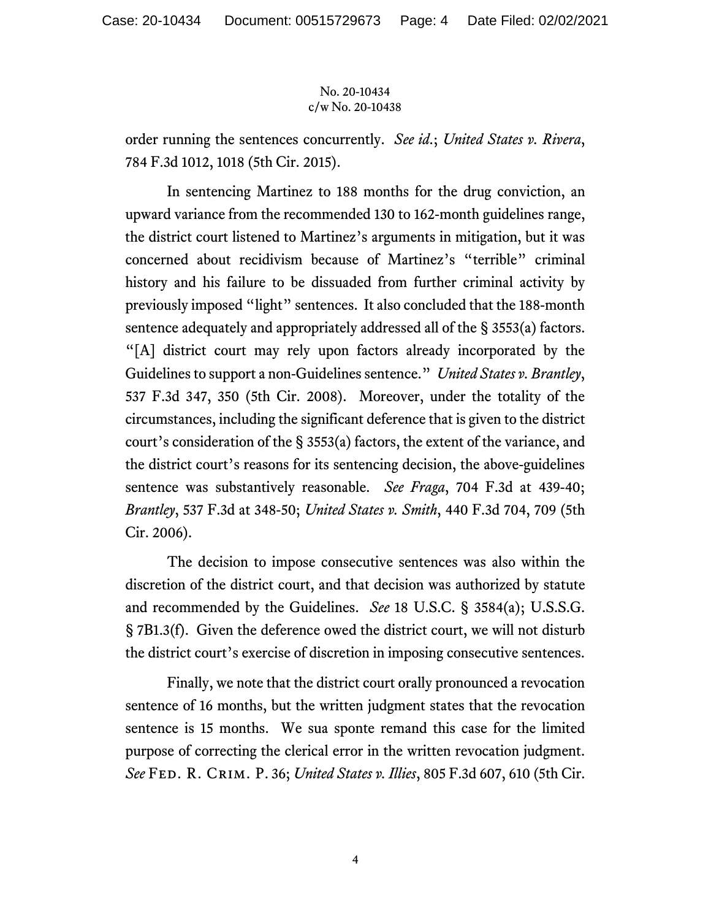order running the sentences concurrently. *See id.*; *United States v. Rivera*, 784 F.3d 1012, 1018 (5th Cir. 2015).

In sentencing Martinez to 188 months for the drug conviction, an upward variance from the recommended 130 to 162-month guidelines range, the district court listened to Martinez's arguments in mitigation, but it was concerned about recidivism because of Martinez's "terrible" criminal history and his failure to be dissuaded from further criminal activity by previously imposed "light" sentences. It also concluded that the 188-month sentence adequately and appropriately addressed all of the § 3553(a) factors. "[A] district court may rely upon factors already incorporated by the Guidelines to support a non-Guidelines sentence." *United States v. Brantley*, 537 F.3d 347, 350 (5th Cir. 2008). Moreover, under the totality of the circumstances, including the significant deference that is given to the district court's consideration of the § 3553(a) factors, the extent of the variance, and the district court's reasons for its sentencing decision, the above-guidelines sentence was substantively reasonable. *See Fraga*, 704 F.3d at 439-40; *Brantley*, 537 F.3d at 348-50; *United States v. Smith*, 440 F.3d 704, 709 (5th Cir. 2006).

The decision to impose consecutive sentences was also within the discretion of the district court, and that decision was authorized by statute and recommended by the Guidelines. *See* 18 U.S.C. § 3584(a); U.S.S.G. § 7B1.3(f). Given the deference owed the district court, we will not disturb the district court's exercise of discretion in imposing consecutive sentences.

Finally, we note that the district court orally pronounced a revocation sentence of 16 months, but the written judgment states that the revocation sentence is 15 months. We sua sponte remand this case for the limited purpose of correcting the clerical error in the written revocation judgment. *See* FED. R. CRIM. P. 36; *United States v. Illies*, 805 F.3d 607, 610 (5th Cir.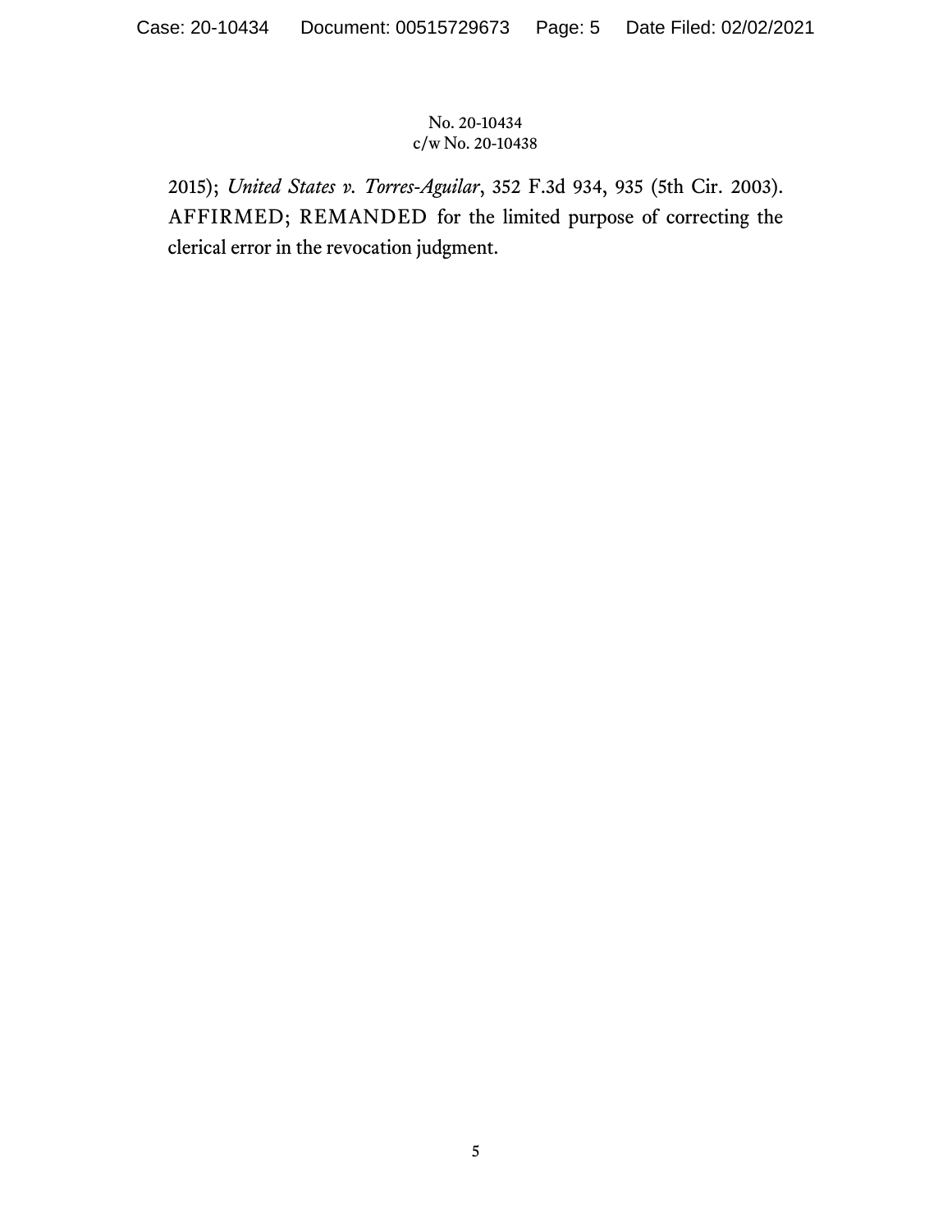2015); *United States v. Torres-Aguilar*, 352 F.3d 934, 935 (5th Cir. 2003). AFFIRMED; REMANDED for the limited purpose of correcting the clerical error in the revocation judgment.